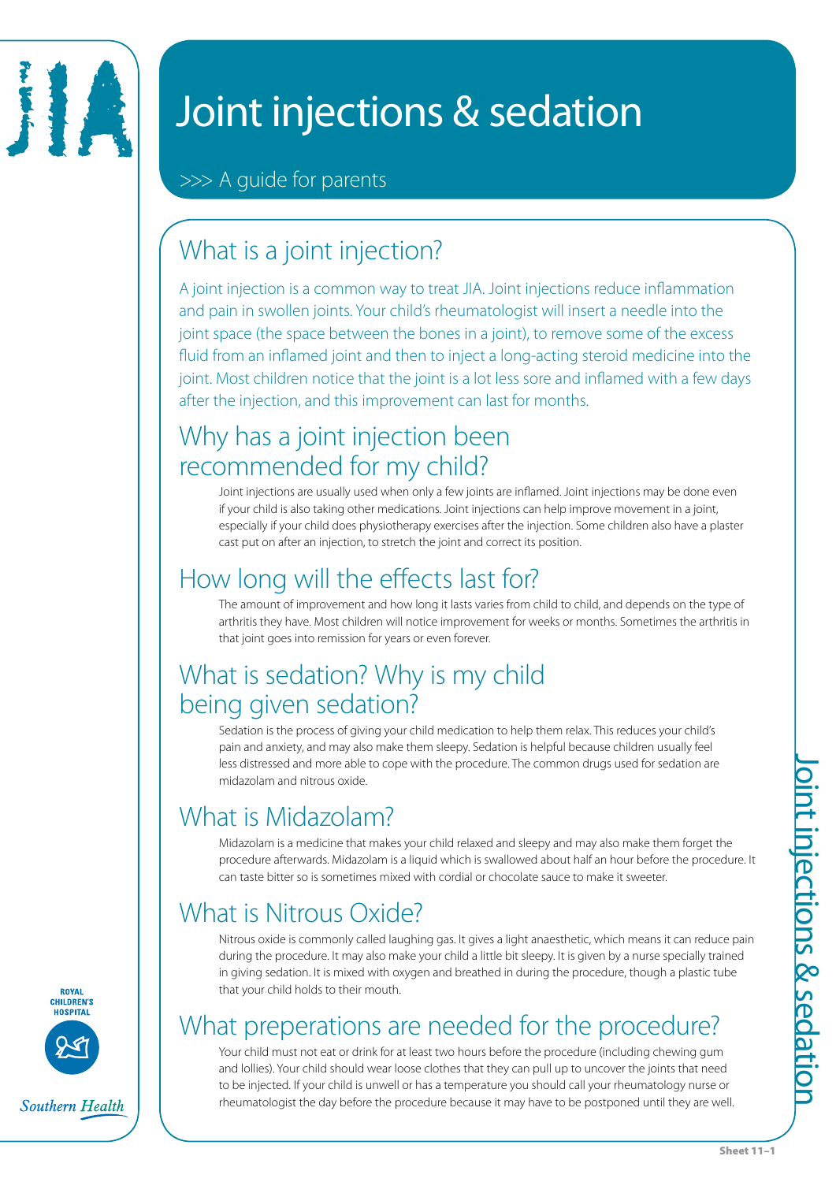# Joint injections & sedation

>>> A guide for parents

## What is a joint injection?

A joint injection is a common way to treat JIA. Joint injections reduce inflammation and pain in swollen joints. Your child's rheumatologist will insert a needle into the joint space (the space between the bones in a joint), to remove some of the excess fluid from an inflamed joint and then to inject a long-acting steroid medicine into the joint. Most children notice that the joint is a lot less sore and inflamed with a few days after the injection, and this improvement can last for months.

## Why has a joint injection been recommended for my child?

Joint injections are usually used when only a few joints are inflamed. Joint injections may be done even if your child is also taking other medications. Joint injections can help improve movement in a joint, especially if your child does physiotherapy exercises after the injection. Some children also have a plaster cast put on after an injection, to stretch the joint and correct its position.

## How long will the effects last for?

The amount of improvement and how long it lasts varies from child to child, and depends on the type of arthritis they have. Most children will notice improvement for weeks or months. Sometimes the arthritis in that joint goes into remission for years or even forever.

## What is sedation? Why is my child being given sedation?

Sedation is the process of giving your child medication to help them relax. This reduces your child's pain and anxiety, and may also make them sleepy. Sedation is helpful because children usually feel less distressed and more able to cope with the procedure. The common drugs used for sedation are midazolam and nitrous oxide.

## What is Midazolam?

Midazolam is a medicine that makes your child relaxed and sleepy and may also make them forget the procedure afterwards. Midazolam is a liquid which is swallowed about half an hour before the procedure. It can taste bitter so is sometimes mixed with cordial or chocolate sauce to make it sweeter.

## What is Nitrous Oxide?

Nitrous oxide is commonly called laughing gas. It gives a light anaesthetic, which means it can reduce pain during the procedure. It may also make your child a little bit sleepy. It is given by a nurse specially trained in giving sedation. It is mixed with oxygen and breathed in during the procedure, though a plastic tube that your child holds to their mouth.

## What preparations are needed for the procedure?

Your child must not eat or drink for at least two hours before the procedure (including chewing gum and lollies). Your child should wear loose clothes that they can pull up to uncover the joints that need to be injected. If your child is unwell or has a temperature you should call your rheumatology nurse or rheumatologist the day before the procedure because it may have to be postponed until they are well.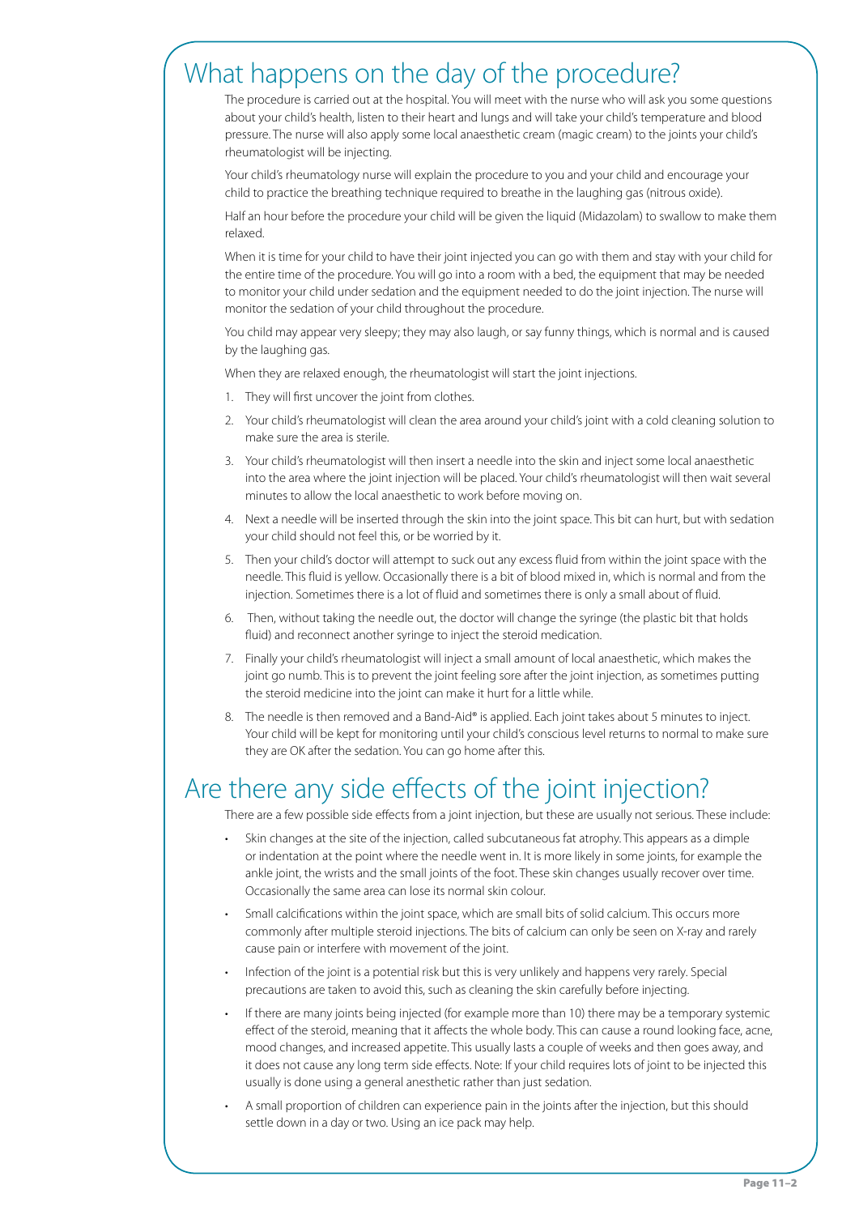# What happens on the day of the procedure?

The procedure is carried out at the hospital. You will meet with the nurse who will ask you some questions about your child's health, listen to their heart and lungs and will take your child's temperature and blood pressure. The nurse will also apply some local anaesthetic cream (magic cream) to the joints your child's rheumatologist will be injecting.

Your child's rheumatology nurse will explain the procedure to you and your child and encourage your child to practice the breathing technique required to breathe in the laughing gas (nitrous oxide).

Half an hour before the procedure your child will be given the liquid (Midazolam) to swallow to make them relaxed.

When it is time for your child to have their joint injected you can go with them and stay with your child for the entire time of the procedure. You will go into a room with a bed, the equipment that may be needed to monitor your child under sedation and the equipment needed to do the joint injection. The nurse will monitor the sedation of your child throughout the procedure.

You child may appear very sleepy; they may also laugh, or say funny things, which is normal and is caused by the laughing gas.

When they are relaxed enough, the rheumatologist will start the joint injections.

1. They will first uncover the joint from clothes.
2. Your child's rheumatologist will clean the area around your child's joint with a cold cleaning solution to make sure the area is sterile.
3. Your child's rheumatologist will then insert a needle into the skin and inject some local anaesthetic into the area where the joint injection will be placed. Your child's rheumatologist will then wait several minutes to allow the local anaesthetic to work before moving on.
4. Next a needle will be inserted through the skin into the joint space. This bit can hurt, but with sedation your child should not feel this, or be worried by it.
5. Then your child's doctor will attempt to suck out any excess fluid from within the joint space with the needle. This fluid is yellow. Occasionally there is a bit of blood mixed in, which is normal and from the injection. Sometimes there is a lot of fluid and sometimes there is only a small about of fluid.
6. Then, without taking the needle out, the doctor will change the syringe (the plastic bit that holds fluid) and reconnect another syringe to inject the steroid medication.
7. Finally your child's rheumatologist will inject a small amount of local anaesthetic, which makes the joint go numb. This is to prevent the joint feeling sore after the joint injection, as sometimes putting the steroid medicine into the joint can make it hurt for a little while.
8. The needle is then removed and a Band-Aid® is applied. Each joint takes about 5 minutes to inject. Your child will be kept for monitoring until your child's conscious level returns to normal to make sure they are OK after the sedation. You can go home after this.

# Are there any side effects of the joint injection?

There are a few possible side effects from a joint injection, but these are usually not serious. These include:

- Skin changes at the site of the injection, called subcutaneous fat atrophy. This appears as a dimple or indentation at the point where the needle went in. It is more likely in some joints, for example the ankle joint, the wrists and the small joints of the foot. These skin changes usually recover over time. Occasionally the same area can lose its normal skin colour.
- Small calcifications within the joint space, which are small bits of solid calcium. This occurs more commonly after multiple steroid injections. The bits of calcium can only be seen on X-ray and rarely cause pain or interfere with movement of the joint.
- Infection of the joint is a potential risk but this is very unlikely and happens very rarely. Special precautions are taken to avoid this, such as cleaning the skin carefully before injecting.
- If there are many joints being injected (for example more than 10) there may be a temporary systemic effect of the steroid, meaning that it affects the whole body. This can cause a round looking face, acne, mood changes, and increased appetite. This usually lasts a couple of weeks and then goes away, and it does not cause any long term side effects. Note: If your child requires lots of joint to be injected this usually is done using a general anesthetic rather than just sedation.
- A small proportion of children can experience pain in the joints after the injection, but this should settle down in a day or two. Using an ice pack may help.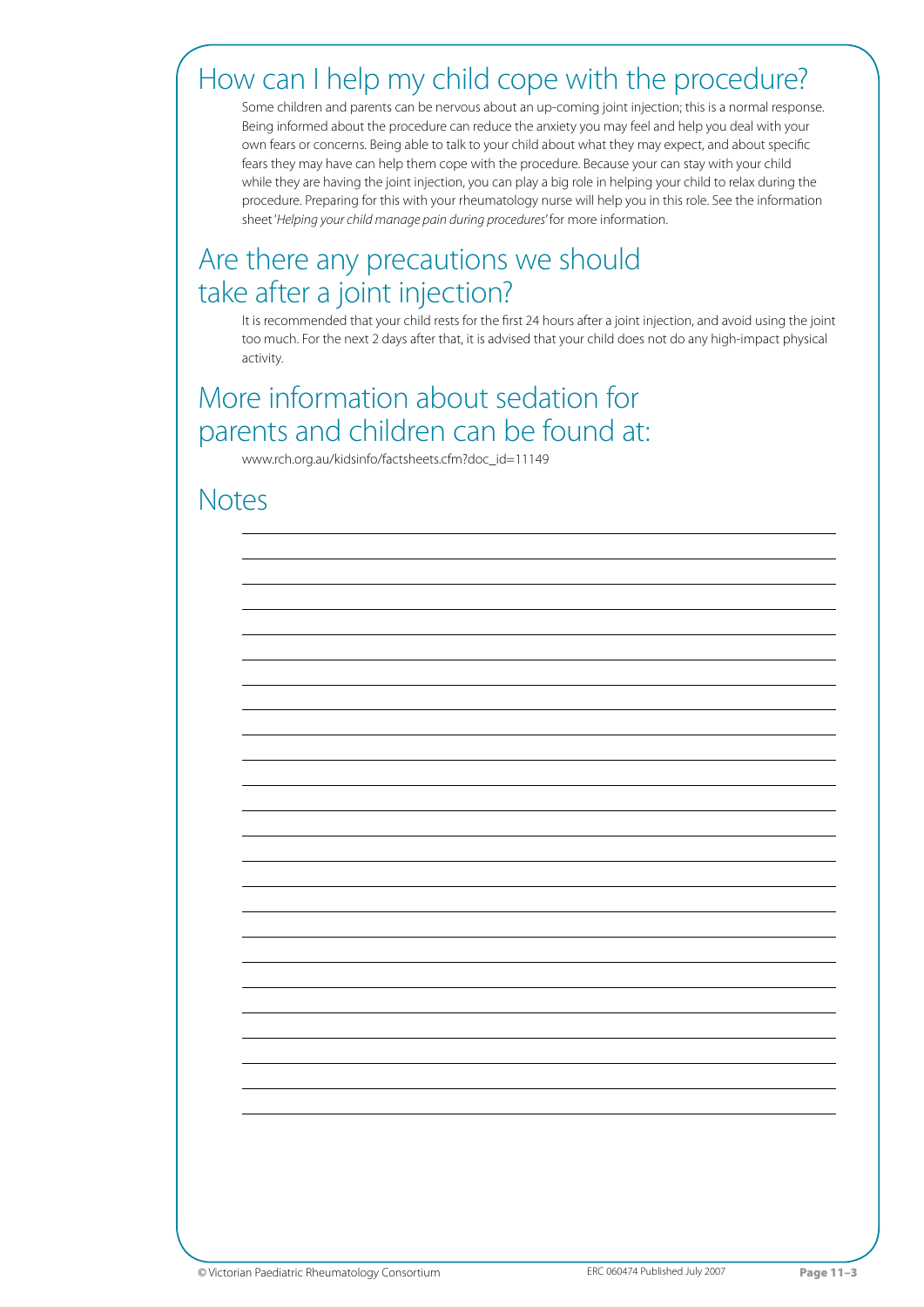## How can I help my child cope with the procedure?

Some children and parents can be nervous about an up-coming joint injection; this is a normal response. Being informed about the procedure can reduce the anxiety you may feel and help you deal with your own fears or concerns. Being able to talk to your child about what they may expect, and about specific fears they may have can help them cope with the procedure. Because your can stay with your child while they are having the joint injection, you can play a big role in helping your child to relax during the procedure. Preparing for this with your rheumatology nurse will help you in this role. See the information sheet '*Helping your child manage pain during procedures*' for more information.

## Are there any precautions we should take after a joint injection?

It is recommended that your child rests for the first 24 hours after a joint injection, and avoid using the joint too much. For the next 2 days after that, it is advised that your child does not do any high-impact physical activity.

## More information about sedation for parents and children can be found at:

www.rch.org.au/kidsinfo/factsheets.cfm?doc_id=11149

## Notes

© Victorian Paediatric Rheumatology Consortium

ERC 060474 Published July 2007